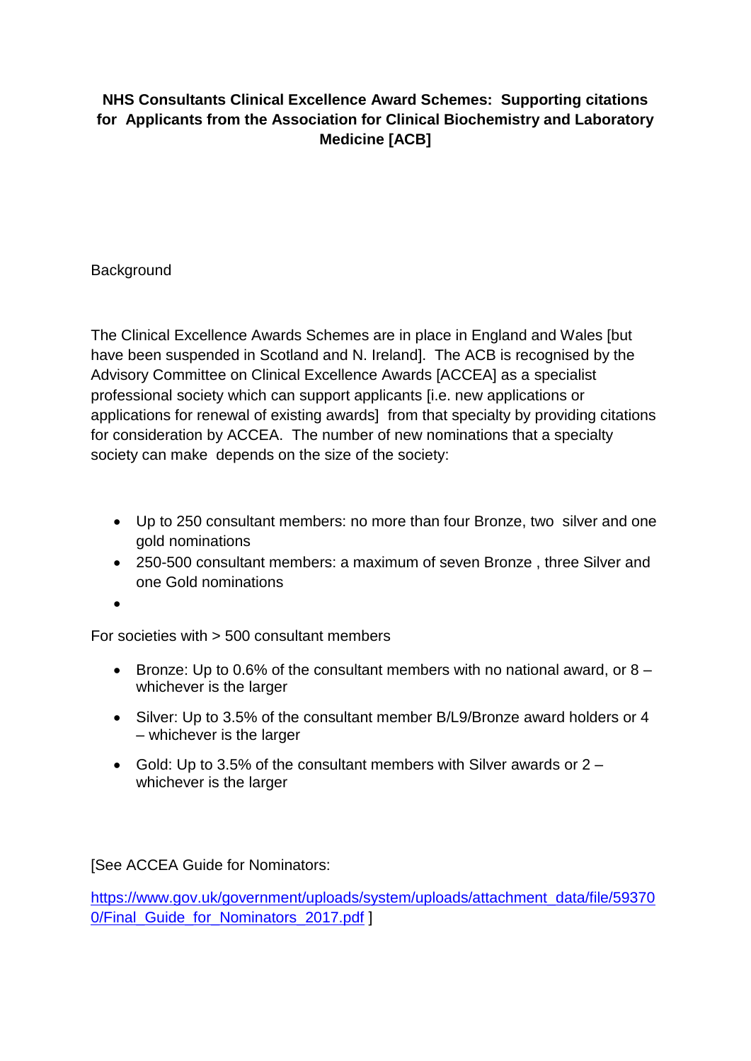**NHS Consultants Clinical Excellence Award Schemes: Supporting citations for Applicants from the Association for Clinical Biochemistry and Laboratory Medicine [ACB]**

Background

The Clinical Excellence Awards Schemes are in place in England and Wales [but have been suspended in Scotland and N. Ireland]. The ACB is recognised by the Advisory Committee on Clinical Excellence Awards [ACCEA] as a specialist professional society which can support applicants [i.e. new applications or applications for renewal of existing awards] from that specialty by providing citations for consideration by ACCEA. The number of new nominations that a specialty society can make depends on the size of the society:

- Up to 250 consultant members: no more than four Bronze, two silver and one gold nominations
- 250-500 consultant members: a maximum of seven Bronze , three Silver and one Gold nominations
- 

For societies with > 500 consultant members

- Bronze: Up to 0.6% of the consultant members with no national award, or 8 – whichever is the larger
- Silver: Up to 3.5% of the consultant member B/L9/Bronze award holders or 4 – whichever is the larger
- Gold: Up to 3.5% of the consultant members with Silver awards or 2 – whichever is the larger

[See ACCEA Guide for Nominators:

https://www.gov.uk/government/uploads/system/uploads/attachment_data/file/593700/Final_Guide_for_Nominators_2017.pdf ]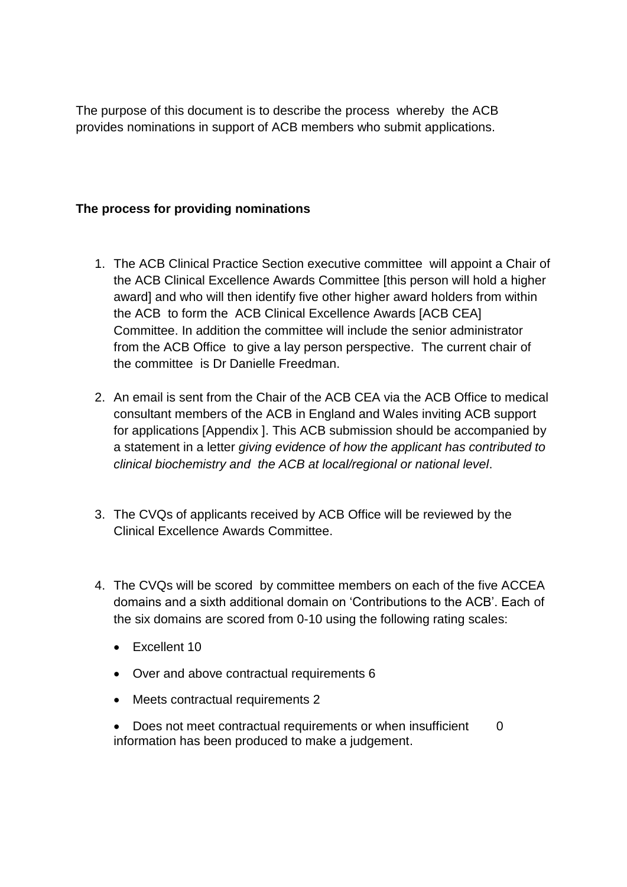The purpose of this document is to describe the process whereby the ACB provides nominations in support of ACB members who submit applications.

**The process for providing nominations**

1. The ACB Clinical Practice Section executive committee will appoint a Chair of the ACB Clinical Excellence Awards Committee [this person will hold a higher award] and who will then identify five other higher award holders from within the ACB to form the ACB Clinical Excellence Awards [ACB CEA] Committee. In addition the committee will include the senior administrator from the ACB Office to give a lay person perspective. The current chair of the committee is Dr Danielle Freedman.

2. An email is sent from the Chair of the ACB CEA via the ACB Office to medical consultant members of the ACB in England and Wales inviting ACB support for applications [Appendix ]. This ACB submission should be accompanied by a statement in a letter *giving evidence of how the applicant has contributed to clinical biochemistry and the ACB at local/regional or national level*.

3. The CVQs of applicants received by ACB Office will be reviewed by the Clinical Excellence Awards Committee.

4. The CVQs will be scored by committee members on each of the five ACCEA domains and a sixth additional domain on 'Contributions to the ACB'. Each of the six domains are scored from 0-10 using the following rating scales:

   - Excellent 10
   - Over and above contractual requirements 6
   - Meets contractual requirements 2
   - Does not meet contractual requirements or when insufficient 0 information has been produced to make a judgement.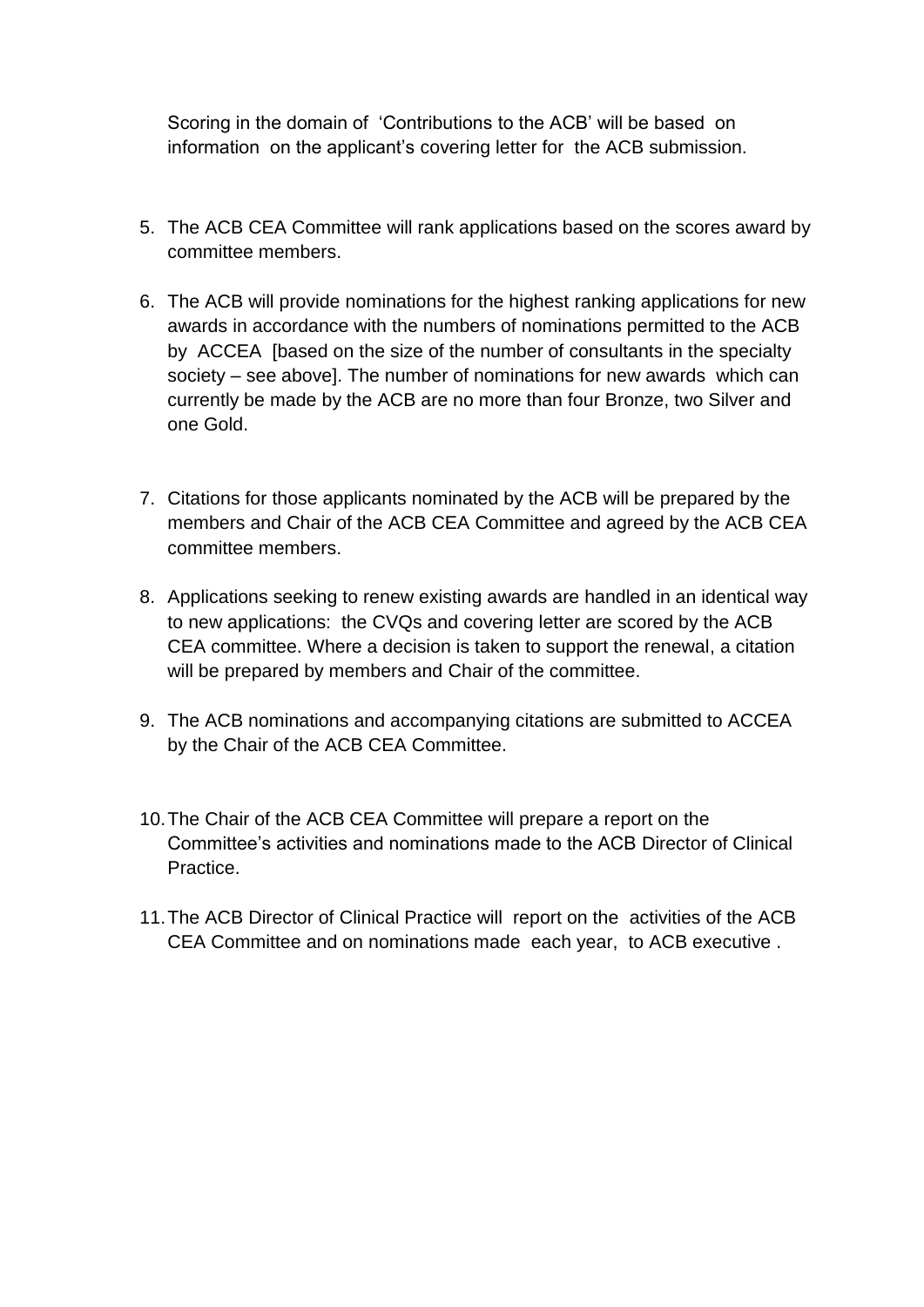Scoring in the domain of 'Contributions to the ACB' will be based on information on the applicant's covering letter for the ACB submission.

5. The ACB CEA Committee will rank applications based on the scores award by committee members.

6. The ACB will provide nominations for the highest ranking applications for new awards in accordance with the numbers of nominations permitted to the ACB by ACCEA [based on the size of the number of consultants in the specialty society – see above]. The number of nominations for new awards which can currently be made by the ACB are no more than four Bronze, two Silver and one Gold.

7. Citations for those applicants nominated by the ACB will be prepared by the members and Chair of the ACB CEA Committee and agreed by the ACB CEA committee members.

8. Applications seeking to renew existing awards are handled in an identical way to new applications: the CVQs and covering letter are scored by the ACB CEA committee. Where a decision is taken to support the renewal, a citation will be prepared by members and Chair of the committee.

9. The ACB nominations and accompanying citations are submitted to ACCEA by the Chair of the ACB CEA Committee.

10. The Chair of the ACB CEA Committee will prepare a report on the Committee's activities and nominations made to the ACB Director of Clinical Practice.

11. The ACB Director of Clinical Practice will report on the activities of the ACB CEA Committee and on nominations made each year, to ACB executive .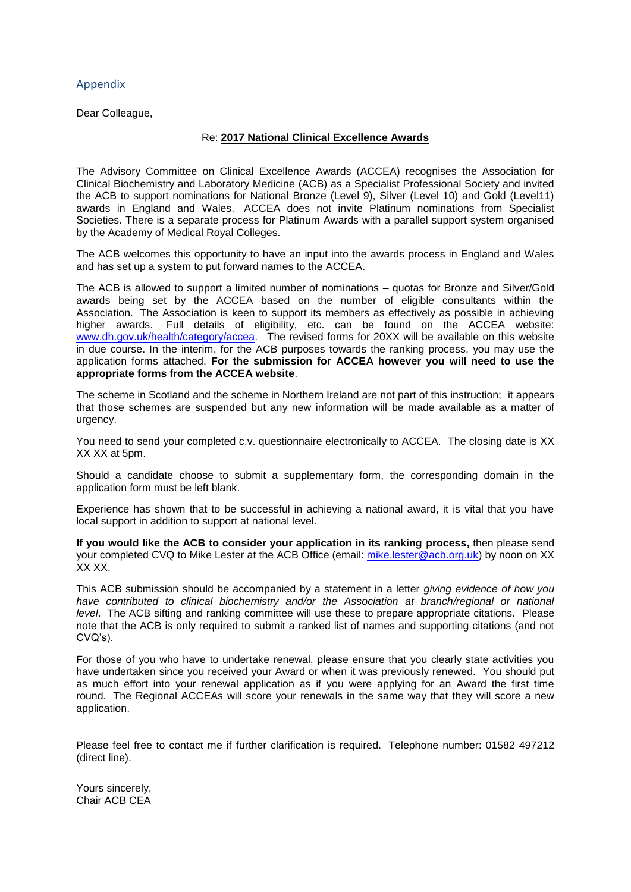## Appendix

Dear Colleague,

Re: **2017 National Clinical Excellence Awards**

The Advisory Committee on Clinical Excellence Awards (ACCEA) recognises the Association for Clinical Biochemistry and Laboratory Medicine (ACB) as a Specialist Professional Society and invited the ACB to support nominations for National Bronze (Level 9), Silver (Level 10) and Gold (Level11) awards in England and Wales. ACCEA does not invite Platinum nominations from Specialist Societies. There is a separate process for Platinum Awards with a parallel support system organised by the Academy of Medical Royal Colleges.

The ACB welcomes this opportunity to have an input into the awards process in England and Wales and has set up a system to put forward names to the ACCEA.

The ACB is allowed to support a limited number of nominations – quotas for Bronze and Silver/Gold awards being set by the ACCEA based on the number of eligible consultants within the Association. The Association is keen to support its members as effectively as possible in achieving higher awards. Full details of eligibility, etc. can be found on the ACCEA website: www.dh.gov.uk/health/category/accea. The revised forms for 20XX will be available on this website in due course. In the interim, for the ACB purposes towards the ranking process, you may use the application forms attached. **For the submission for ACCEA however you will need to use the appropriate forms from the ACCEA website**.

The scheme in Scotland and the scheme in Northern Ireland are not part of this instruction; it appears that those schemes are suspended but any new information will be made available as a matter of urgency.

You need to send your completed c.v. questionnaire electronically to ACCEA. The closing date is XX XX XX at 5pm.

Should a candidate choose to submit a supplementary form, the corresponding domain in the application form must be left blank.

Experience has shown that to be successful in achieving a national award, it is vital that you have local support in addition to support at national level.

**If you would like the ACB to consider your application in its ranking process,** then please send your completed CVQ to Mike Lester at the ACB Office (email: mike.lester@acb.org.uk) by noon on XX XX XX.

This ACB submission should be accompanied by a statement in a letter *giving evidence of how you have contributed to clinical biochemistry and/or the Association at branch/regional or national level*. The ACB sifting and ranking committee will use these to prepare appropriate citations. Please note that the ACB is only required to submit a ranked list of names and supporting citations (and not CVQ's).

For those of you who have to undertake renewal, please ensure that you clearly state activities you have undertaken since you received your Award or when it was previously renewed. You should put as much effort into your renewal application as if you were applying for an Award the first time round. The Regional ACCEAs will score your renewals in the same way that they will score a new application.

Please feel free to contact me if further clarification is required. Telephone number: 01582 497212 (direct line).

Yours sincerely,
Chair ACB CEA